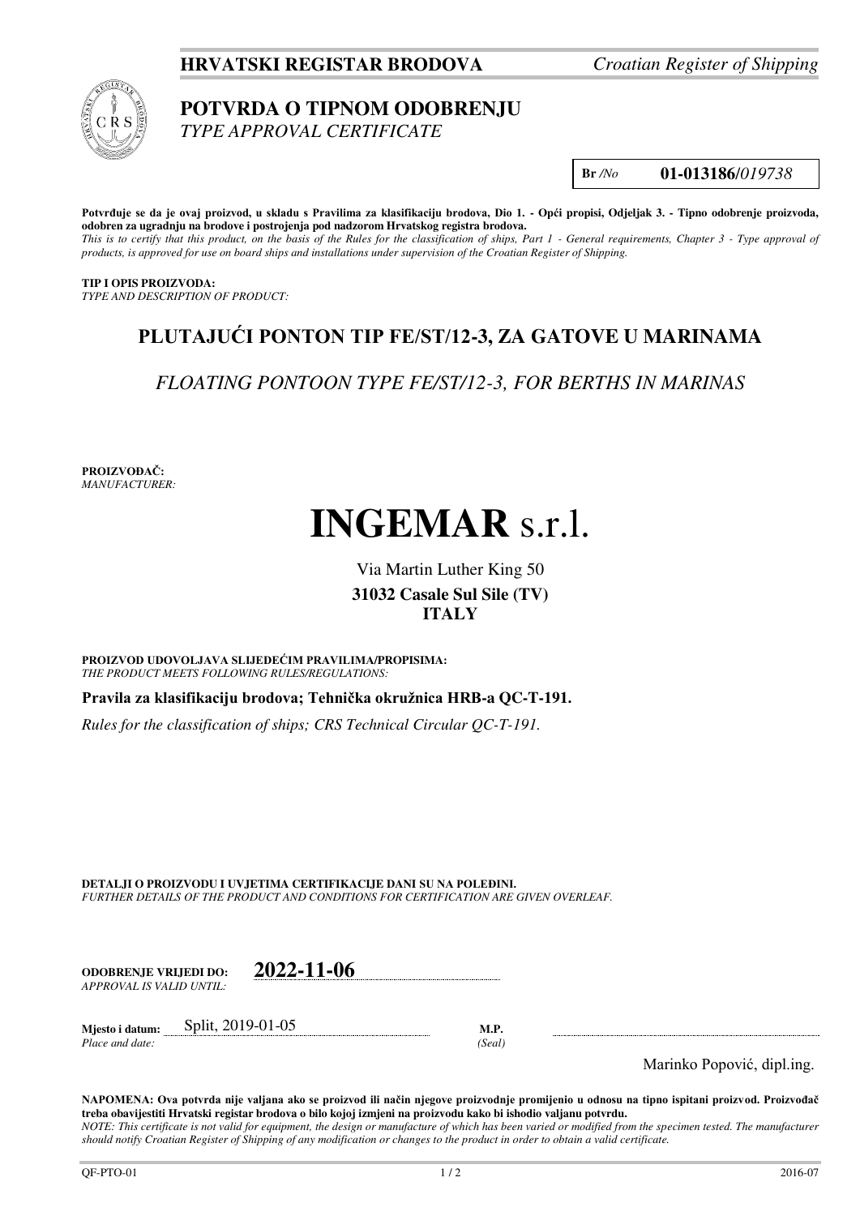**HRVATSKI REGISTAR BRODOVA** *Croatian Register of Shipping*

# POTVRDA O TIPNOM ODOBRENJU
*TYPE APPROVAL CERTIFICATE*

**Br** */No* **01-013186/***019738*

**Potvrđuje se da je ovaj proizvod, u skladu s Pravilima za klasifikaciju brodova, Dio 1. - Opći propisi, Odjeljak 3. - Tipno odobrenje proizvoda, odobren za ugradnju na brodove i postrojenja pod nadzorom Hrvatskog registra brodova.**
*This is to certify that this product, on the basis of the Rules for the classification of ships, Part 1 - General requirements, Chapter 3 - Type approval of products, is approved for use on board ships and installations under supervision of the Croatian Register of Shipping.*

**TIP I OPIS PROIZVODA:**
*TYPE AND DESCRIPTION OF PRODUCT:*

## PLUTAJUĆI PONTON TIP FE/ST/12-3, ZA GATOVE U MARINAMA

*FLOATING PONTOON TYPE FE/ST/12-3, FOR BERTHS IN MARINAS*

**PROIZVOĐAČ:**
*MANUFACTURER:*

# INGEMAR s.r.l.

Via Martin Luther King 50
**31032 Casale Sul Sile (TV)**
**ITALY**

**PROIZVOD UDOVOLJAVA SLIJEDEĆIM PRAVILIMA/PROPISIMA:**
*THE PRODUCT MEETS FOLLOWING RULES/REGULATIONS:*

**Pravila za klasifikaciju brodova; Tehnička okružnica HRB-a QC-T-191.**

*Rules for the classification of ships; CRS Technical Circular QC-T-191.*

**DETALJI O PROIZVODU I UVJETIMA CERTIFIKACIJE DANI SU NA POLEĐINI.**
*FURTHER DETAILS OF THE PRODUCT AND CONDITIONS FOR CERTIFICATION ARE GIVEN OVERLEAF.*

**ODOBRENJE VRIJEDI DO:** **2022-11-06**
*APPROVAL IS VALID UNTIL:*

**Mjesto i datum:** Split, 2019-01-05
*Place and date:*

**M.P.**
*(Seal)*

Marinko Popović, dipl.ing.

**NAPOMENA: Ova potvrda nije valjana ako se proizvod ili način njegove proizvodnje promijenio u odnosu na tipno ispitani proizvod. Proizvođač treba obavijestiti Hrvatski registar brodova o bilo kojoj izmjeni na proizvodu kako bi ishodio valjanu potvrdu.**
*NOTE: This certificate is not valid for equipment, the design or manufacture of which has been varied or modified from the specimen tested. The manufacturer should notify Croatian Register of Shipping of any modification or changes to the product in order to obtain a valid certificate.*

QF-PTO-01 2016-07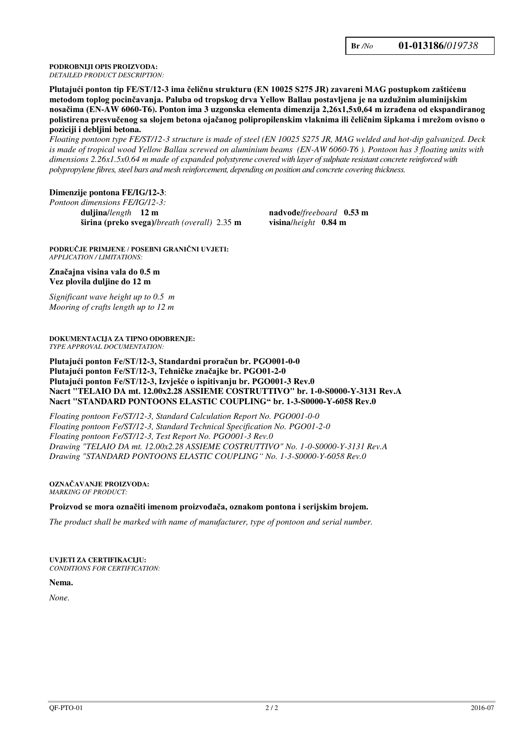**Br /*No*** **01-013186/*019738***

**PODROBNIJI OPIS PROIZVODA:**
*DETAILED PRODUCT DESCRIPTION:*

**Plutajući ponton tip FE/ST/12-3 ima čeličnu strukturu (EN 10025 S275 JR) zavareni MAG postupkom zaštićenu metodom toplog pocinčavanja. Paluba od tropskog drva Yellow Ballau postavljena je na uzdužnim aluminijskim nosačima (EN-AW 6060-T6). Ponton ima 3 uzgonska elementa dimenzija 2,26x1,5x0,64 m izrađena od ekspandiranog polistirena presvučenog sa slojem betona ojačanog polipropilenskim vlaknima ili čeličnim šipkama i mrežom ovisno o poziciji i debljini betona.**

*Floating pontoon type FE/ST/12-3 structure is made of steel (EN 10025 S275 JR, MAG welded and hot-dip galvanized. Deck is made of tropical wood Yellow Ballau screwed on aluminium beams (EN-AW 6060-T6 ). Pontoon has 3 floating units with dimensions 2.26x1.5x0.64 m made of expanded polystyrene covered with layer of sulphate resistant concrete reinforced with polypropylene fibres, steel bars and mesh reinforcement, depending on position and concrete covering thickness.*

**Dimenzije pontona FE/IG/12-3**:
*Pontoon dimensions FE/IG/12-3:*

**duljina/***length* **12 m**
**širina (preko svega)/***breath (overall)* 2.35 **m**
**nadvođe/***freeboard* **0.53 m**
**visina/***height* **0.84 m**

**PODRUČJE PRIMJENE / POSEBNI GRANIČNI UVJETI:**
*APPLICATION / LIMITATIONS:*

**Značajna visina vala do 0.5 m**
**Vez plovila duljine do 12 m**

*Significant wave height up to 0.5 m*
*Mooring of crafts length up to 12 m*

**DOKUMENTACIJA ZA TIPNO ODOBRENJE:**
*TYPE APPROVAL DOCUMENTATION:*

**Plutajući ponton Fe/ST/12-3, Standardni proračun br. PGO001-0-0**
**Plutajući ponton Fe/ST/12-3, Tehničke značajke br. PGO01-2-0**
**Plutajući ponton Fe/ST/12-3, Izvješće o ispitivanju br. PGO001-3 Rev.0**
**Nacrt "TELAIO DA mt. 12.00x2.28 ASSIEME COSTRUTTIVO" br. 1-0-S0000-Y-3131 Rev.A**
**Nacrt "STANDARD PONTOONS ELASTIC COUPLING" br. 1-3-S0000-Y-6058 Rev.0**

*Floating pontoon Fe/ST/12-3, Standard Calculation Report No. PGO001-0-0*
*Floating pontoon Fe/ST/12-3, Standard Technical Specification No. PGO01-2-0*
*Floating pontoon Fe/ST/12-3, Test Report No. PGO001-3 Rev.0*
*Drawing "TELAIO DA mt. 12.00x2.28 ASSIEME COSTRUTTIVO" No. 1-0-S0000-Y-3131 Rev.A*
*Drawing "STANDARD PONTOONS ELASTIC COUPLING" No. 1-3-S0000-Y-6058 Rev.0*

**OZNAČAVANJE PROIZVODA:**
*MARKING OF PRODUCT:*

**Proizvod se mora označiti imenom proizvođača, oznakom pontona i serijskim brojem.**

*The product shall be marked with name of manufacturer, type of pontoon and serial number.*

**UVJETI ZA CERTIFIKACIJU:**
*CONDITIONS FOR CERTIFICATION:*

**Nema.**

*None.*